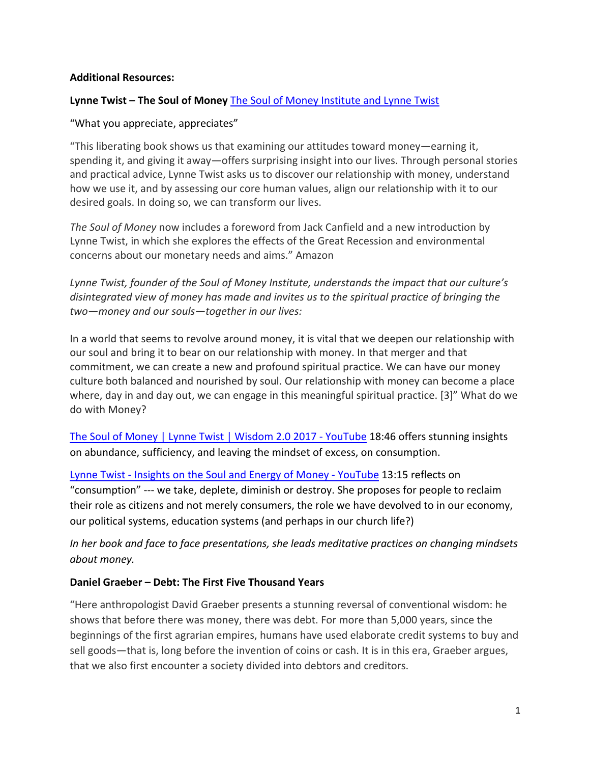**Additional Resources:**

**Lynne Twist – The Soul of Money** [The Soul of Money Institute and Lynne Twist]

"What you appreciate, appreciates"

"This liberating book shows us that examining our attitudes toward money—earning it, spending it, and giving it away—offers surprising insight into our lives. Through personal stories and practical advice, Lynne Twist asks us to discover our relationship with money, understand how we use it, and by assessing our core human values, align our relationship with it to our desired goals. In doing so, we can transform our lives.

*The Soul of Money* now includes a foreword from Jack Canfield and a new introduction by Lynne Twist, in which she explores the effects of the Great Recession and environmental concerns about our monetary needs and aims." Amazon

*Lynne Twist, founder of the Soul of Money Institute, understands the impact that our culture's disintegrated view of money has made and invites us to the spiritual practice of bringing the two—money and our souls—together in our lives:*

In a world that seems to revolve around money, it is vital that we deepen our relationship with our soul and bring it to bear on our relationship with money. In that merger and that commitment, we can create a new and profound spiritual practice. We can have our money culture both balanced and nourished by soul. Our relationship with money can become a place where, day in and day out, we can engage in this meaningful spiritual practice. [3]" What do we do with Money?

[The Soul of Money | Lynne Twist | Wisdom 2.0 2017 - YouTube] 18:46 offers stunning insights on abundance, sufficiency, and leaving the mindset of excess, on consumption.

[Lynne Twist - Insights on the Soul and Energy of Money - YouTube] 13:15 reflects on "consumption" --- we take, deplete, diminish or destroy. She proposes for people to reclaim their role as citizens and not merely consumers, the role we have devolved to in our economy, our political systems, education systems (and perhaps in our church life?)

*In her book and face to face presentations, she leads meditative practices on changing mindsets about money.*

**Daniel Graeber – Debt: The First Five Thousand Years**

"Here anthropologist David Graeber presents a stunning reversal of conventional wisdom: he shows that before there was money, there was debt. For more than 5,000 years, since the beginnings of the first agrarian empires, humans have used elaborate credit systems to buy and sell goods—that is, long before the invention of coins or cash. It is in this era, Graeber argues, that we also first encounter a society divided into debtors and creditors.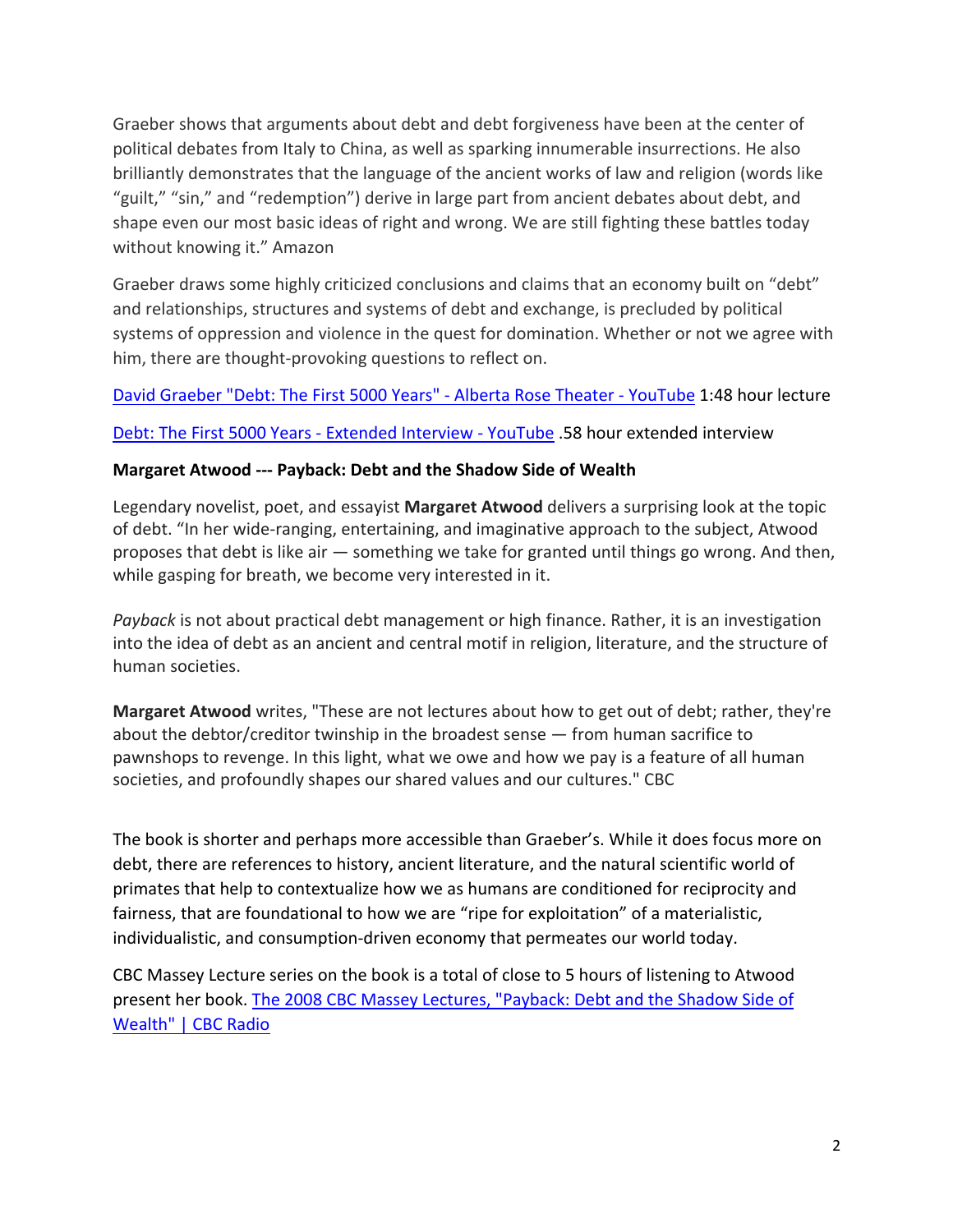Graeber shows that arguments about debt and debt forgiveness have been at the center of political debates from Italy to China, as well as sparking innumerable insurrections. He also brilliantly demonstrates that the language of the ancient works of law and religion (words like “guilt,” “sin,” and “redemption”) derive in large part from ancient debates about debt, and shape even our most basic ideas of right and wrong. We are still fighting these battles today without knowing it.” Amazon

Graeber draws some highly criticized conclusions and claims that an economy built on “debt” and relationships, structures and systems of debt and exchange, is precluded by political systems of oppression and violence in the quest for domination. Whether or not we agree with him, there are thought-provoking questions to reflect on.

[David Graeber "Debt: The First 5000 Years" - Alberta Rose Theater - YouTube] 1:48 hour lecture

[Debt: The First 5000 Years - Extended Interview - YouTube] .58 hour extended interview

**Margaret Atwood --- Payback: Debt and the Shadow Side of Wealth**

Legendary novelist, poet, and essayist **Margaret Atwood** delivers a surprising look at the topic of debt. “In her wide-ranging, entertaining, and imaginative approach to the subject, Atwood proposes that debt is like air — something we take for granted until things go wrong. And then, while gasping for breath, we become very interested in it.

*Payback* is not about practical debt management or high finance. Rather, it is an investigation into the idea of debt as an ancient and central motif in religion, literature, and the structure of human societies.

**Margaret Atwood** writes, "These are not lectures about how to get out of debt; rather, they're about the debtor/creditor twinship in the broadest sense — from human sacrifice to pawnshops to revenge. In this light, what we owe and how we pay is a feature of all human societies, and profoundly shapes our shared values and our cultures." CBC

The book is shorter and perhaps more accessible than Graeber’s. While it does focus more on debt, there are references to history, ancient literature, and the natural scientific world of primates that help to contextualize how we as humans are conditioned for reciprocity and fairness, that are foundational to how we are “ripe for exploitation” of a materialistic, individualistic, and consumption-driven economy that permeates our world today.

CBC Massey Lecture series on the book is a total of close to 5 hours of listening to Atwood present her book. [The 2008 CBC Massey Lectures, "Payback: Debt and the Shadow Side of Wealth" | CBC Radio]